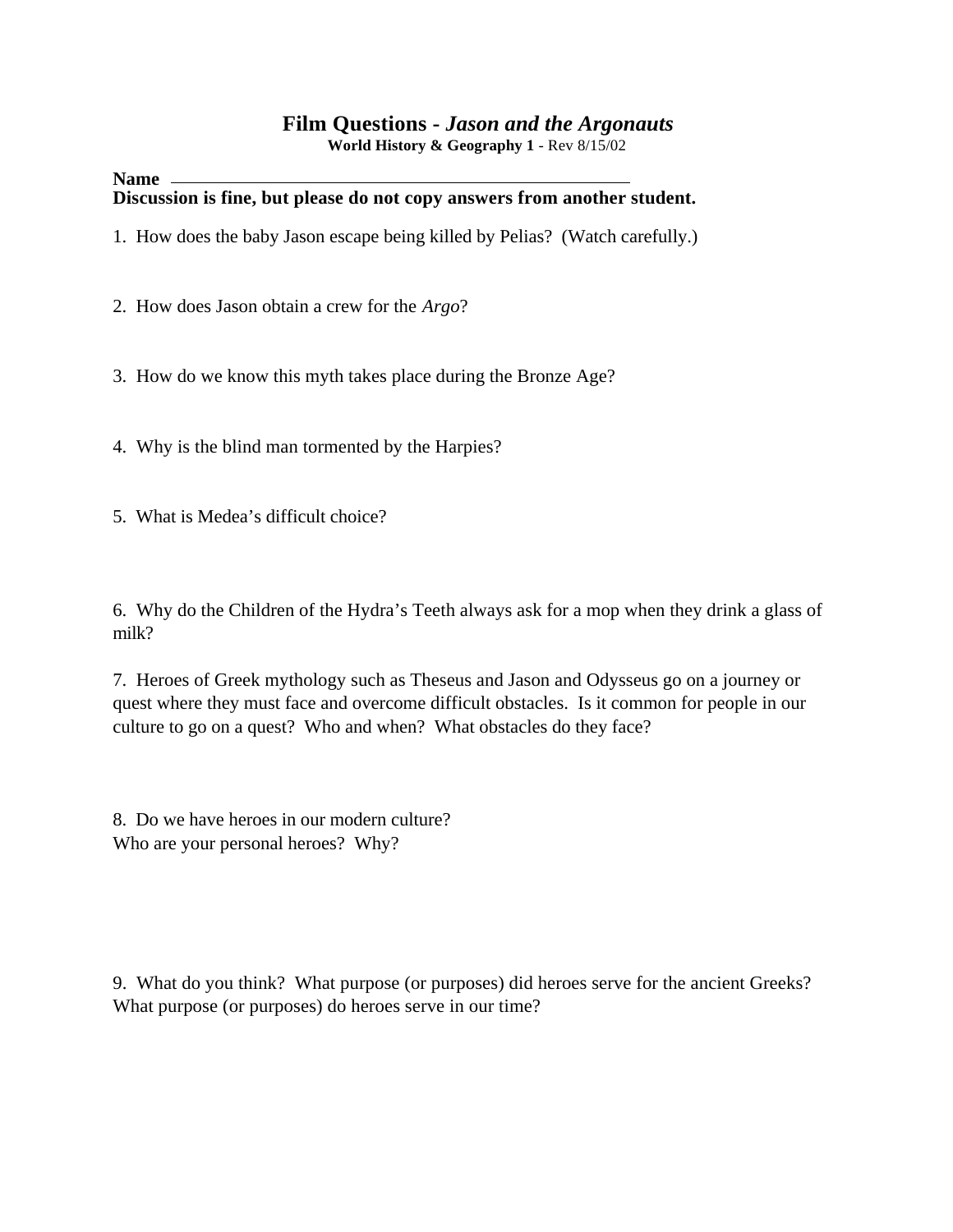# Film Questions - *Jason and the Argonauts*

**World History & Geography 1** - Rev 8/15/02

**Name** ______________________________________________

**Discussion is fine, but please do not copy answers from another student.**

1. How does the baby Jason escape being killed by Pelias? (Watch carefully.)

2. How does Jason obtain a crew for the *Argo*?

3. How do we know this myth takes place during the Bronze Age?

4. Why is the blind man tormented by the Harpies?

5. What is Medea's difficult choice?

6. Why do the Children of the Hydra's Teeth always ask for a mop when they drink a glass of milk?

7. Heroes of Greek mythology such as Theseus and Jason and Odysseus go on a journey or quest where they must face and overcome difficult obstacles. Is it common for people in our culture to go on a quest? Who and when? What obstacles do they face?

8. Do we have heroes in our modern culture?
Who are your personal heroes? Why?

9. What do you think? What purpose (or purposes) did heroes serve for the ancient Greeks? What purpose (or purposes) do heroes serve in our time?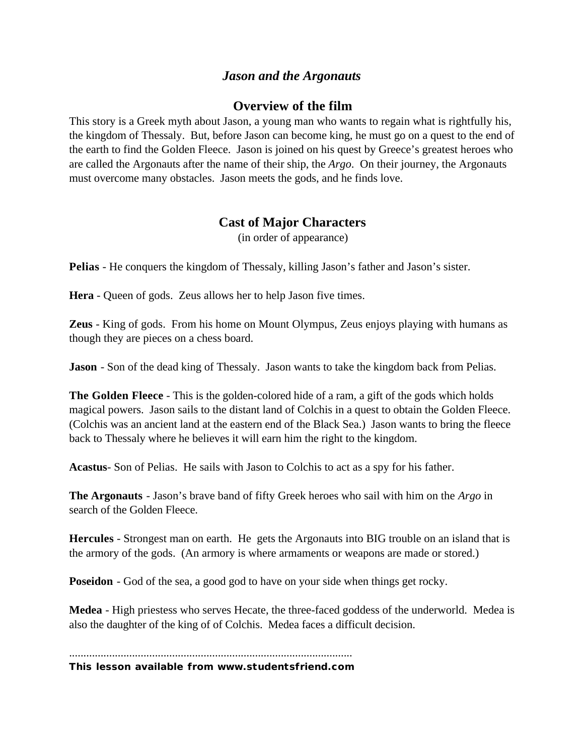# *Jason and the Argonauts*

## Overview of the film

This story is a Greek myth about Jason, a young man who wants to regain what is rightfully his, the kingdom of Thessaly. But, before Jason can become king, he must go on a quest to the end of the earth to find the Golden Fleece. Jason is joined on his quest by Greece's greatest heroes who are called the Argonauts after the name of their ship, the *Argo*. On their journey, the Argonauts must overcome many obstacles. Jason meets the gods, and he finds love.

## Cast of Major Characters

(in order of appearance)

**Pelias** - He conquers the kingdom of Thessaly, killing Jason's father and Jason's sister.

**Hera** - Queen of gods. Zeus allows her to help Jason five times.

**Zeus** - King of gods. From his home on Mount Olympus, Zeus enjoys playing with humans as though they are pieces on a chess board.

**Jason** - Son of the dead king of Thessaly. Jason wants to take the kingdom back from Pelias.

**The Golden Fleece** - This is the golden-colored hide of a ram, a gift of the gods which holds magical powers. Jason sails to the distant land of Colchis in a quest to obtain the Golden Fleece. (Colchis was an ancient land at the eastern end of the Black Sea.) Jason wants to bring the fleece back to Thessaly where he believes it will earn him the right to the kingdom.

**Acastus**- Son of Pelias. He sails with Jason to Colchis to act as a spy for his father.

**The Argonauts** - Jason's brave band of fifty Greek heroes who sail with him on the *Argo* in search of the Golden Fleece.

**Hercules** - Strongest man on earth. He gets the Argonauts into BIG trouble on an island that is the armory of the gods. (An armory is where armaments or weapons are made or stored.)

**Poseidon** - God of the sea, a good god to have on your side when things get rocky.

**Medea** - High priestess who serves Hecate, the three-faced goddess of the underworld. Medea is also the daughter of the king of of Colchis. Medea faces a difficult decision.

.................................................................................................

**This lesson available from www.studentsfriend.com**